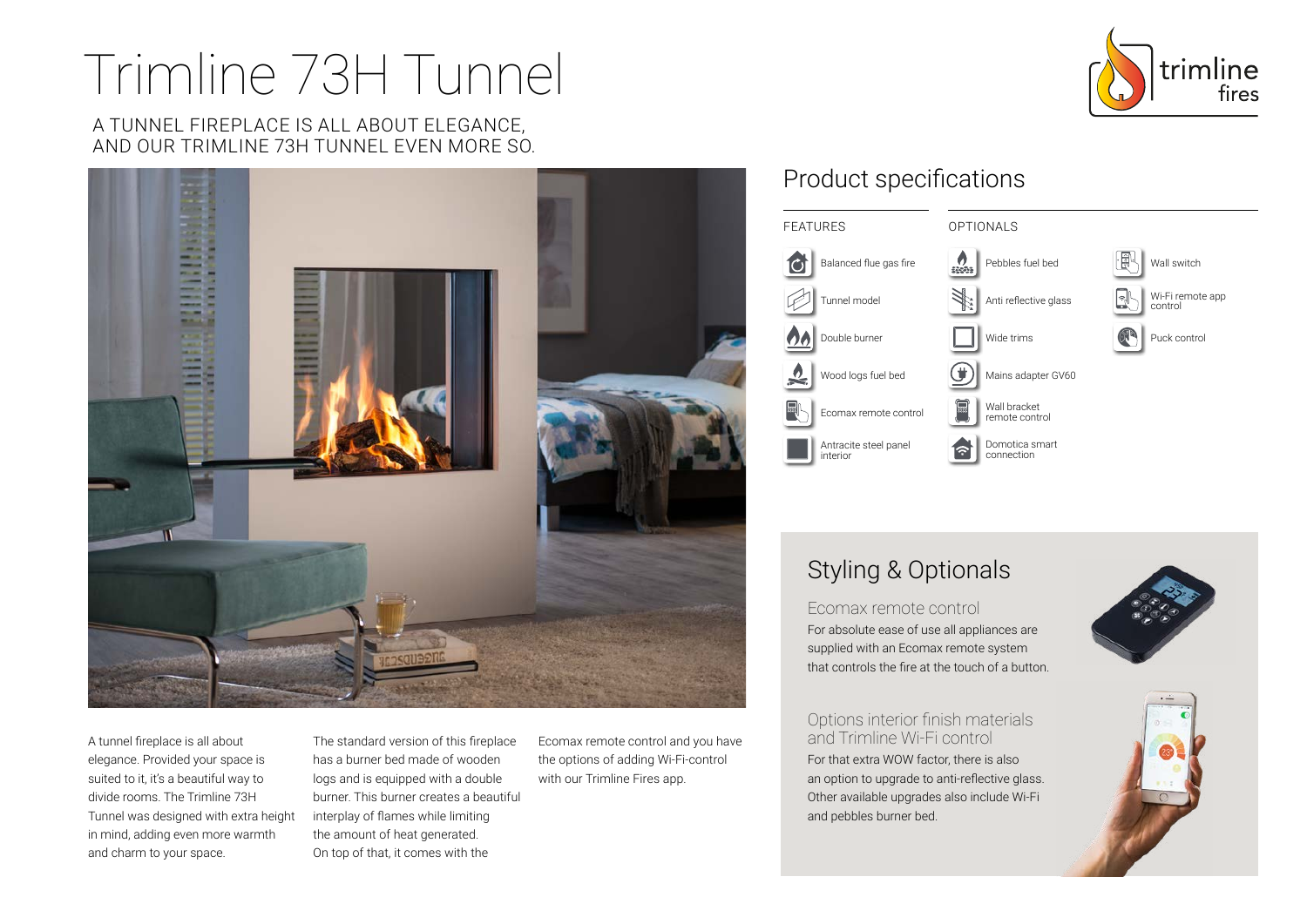# Trimline 73H Tunnel

A TUNNEL FIREPLACE IS ALL ABOUT ELEGANCE, AND OUR TRIMLINE 73H TUNNEL EVEN MORE SO.

A tunnel fireplace is all about elegance. Provided your space is suited to it, it's a beautiful way to divide rooms. The Trimline 73H Tunnel was designed with extra height in mind, adding even more warmth and charm to your space.

The standard version of this fireplace has a burner bed made of wooden logs and is equipped with a double burner. This burner creates a beautiful interplay of flames while limiting the amount of heat generated. On top of that, it comes with the Ecomax remote control and you have the options of adding Wi-Fi-control with our Trimline Fires app.

## Product specifications

### FEATURES

- Balanced flue gas fire
- Tunnel model
- Double burner
- Wood logs fuel bed
- Ecomax remote control
- Antracite steel panel interior

### OPTIONALS

- Pebbles fuel bed
- Anti reflective glass
- Wide trims
- Mains adapter GV60
- Wall bracket remote control
- Domotica smart connection
- Wall switch
- Wi-Fi remote app control
- Puck control

## Styling & Optionals

### Ecomax remote control

For absolute ease of use all appliances are supplied with an Ecomax remote system that controls the fire at the touch of a button.

### Options interior finish materials and Trimline Wi-Fi control

For that extra WOW factor, there is also an option to upgrade to anti-reflective glass. Other available upgrades also include Wi-Fi and pebbles burner bed.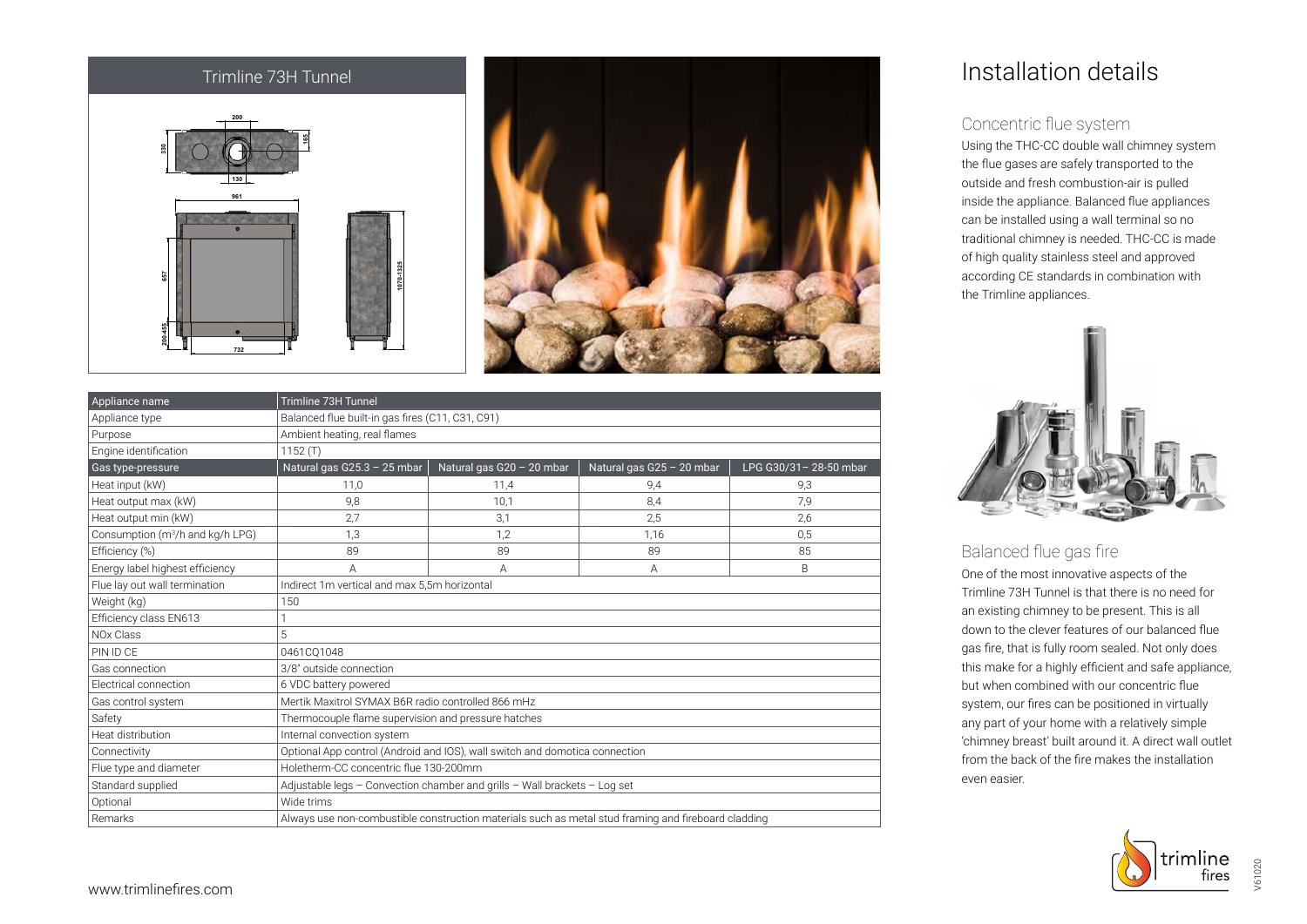## Trimline 73H Tunnel

200
330
165
130
961
657
200-455
732
1070-1325

| Appliance name | Trimline 73H Tunnel | | | |
|---|---|---|---|---|
| Appliance type | Balanced flue built-in gas fires (C11, C31, C91) | | | |
| Purpose | Ambient heating, real flames | | | |
| Engine identification | 1152 (T) | | | |
| Gas type-pressure | Natural gas G25.3 – 25 mbar | Natural gas G20 – 20 mbar | Natural gas G25 – 20 mbar | LPG G30/31– 28-50 mbar |
| Heat input (kW) | 11,0 | 11,4 | 9,4 | 9,3 |
| Heat output max (kW) | 9,8 | 10,1 | 8,4 | 7,9 |
| Heat output min (kW) | 2,7 | 3,1 | 2,5 | 2,6 |
| Consumption ($m^3$/h and kg/h LPG) | 1,3 | 1,2 | 1,16 | 0,5 |
| Efficiency (%) | 89 | 89 | 89 | 85 |
| Energy label highest efficiency | A | A | A | B |
| Flue lay out wall termination | Indirect 1m vertical and max 5,5m horizontal | | | |
| Weight (kg) | 150 | | | |
| Efficiency class EN613 | 1 | | | |
| NOx Class | 5 | | | |
| PIN ID CE | 0461CQ1048 | | | |
| Gas connection | 3/8" outside connection | | | |
| Electrical connection | 6 VDC battery powered | | | |
| Gas control system | Mertik Maxitrol SYMAX B6R radio controlled 866 mHz | | | |
| Safety | Thermocouple flame supervision and pressure hatches | | | |
| Heat distribution | Internal convection system | | | |
| Connectivity | Optional App control (Android and IOS), wall switch and domotica connection | | | |
| Flue type and diameter | Holetherm-CC concentric flue 130-200mm | | | |
| Standard supplied | Adjustable legs – Convection chamber and grills – Wall brackets – Log set | | | |
| Optional | Wide trims | | | |
| Remarks | Always use non-combustible construction materials such as metal stud framing and fireboard cladding | | | |

# Installation details

## Concentric flue system

Using the THC-CC double wall chimney system the flue gases are safely transported to the outside and fresh combustion-air is pulled inside the appliance. Balanced flue appliances can be installed using a wall terminal so no traditional chimney is needed. THC-CC is made of high quality stainless steel and approved according CE standards in combination with the Trimline appliances.

## Balanced flue gas fire

One of the most innovative aspects of the Trimline 73H Tunnel is that there is no need for an existing chimney to be present. This is all down to the clever features of our balanced flue gas fire, that is fully room sealed. Not only does this make for a highly efficient and safe appliance, but when combined with our concentric flue system, our fires can be positioned in virtually any part of your home with a relatively simple 'chimney breast' built around it. A direct wall outlet from the back of the fire makes the installation even easier.

www.trimlinefires.com

trimline fires

V61020